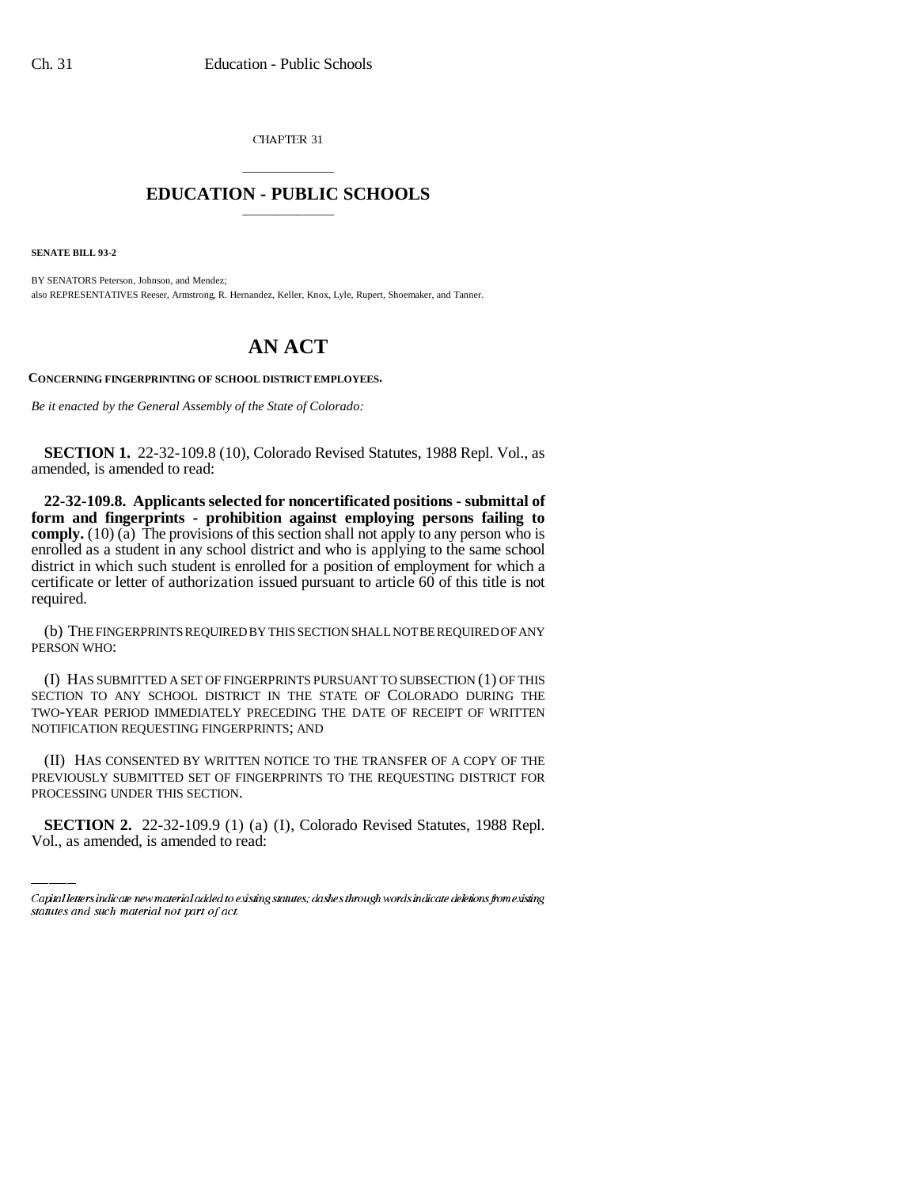CHAPTER 31

# EDUCATION - PUBLIC SCHOOLS

**SENATE BILL 93-2**

BY SENATORS Peterson, Johnson, and Mendez;
also REPRESENTATIVES Reeser, Armstrong, R. Hernandez, Keller, Knox, Lyle, Rupert, Shoemaker, and Tanner.

# AN ACT

**CONCERNING FINGERPRINTING OF SCHOOL DISTRICT EMPLOYEES.**

*Be it enacted by the General Assembly of the State of Colorado:*

**SECTION 1.** 22-32-109.8 (10), Colorado Revised Statutes, 1988 Repl. Vol., as amended, is amended to read:

**22-32-109.8. Applicants selected for noncertificated positions - submittal of form and fingerprints - prohibition against employing persons failing to comply.** (10) (a) The provisions of this section shall not apply to any person who is enrolled as a student in any school district and who is applying to the same school district in which such student is enrolled for a position of employment for which a certificate or letter of authorization issued pursuant to article 60 of this title is not required.

(b) THE FINGERPRINTS REQUIRED BY THIS SECTION SHALL NOT BE REQUIRED OF ANY PERSON WHO:

(I) HAS SUBMITTED A SET OF FINGERPRINTS PURSUANT TO SUBSECTION (1) OF THIS SECTION TO ANY SCHOOL DISTRICT IN THE STATE OF COLORADO DURING THE TWO-YEAR PERIOD IMMEDIATELY PRECEDING THE DATE OF RECEIPT OF WRITTEN NOTIFICATION REQUESTING FINGERPRINTS; AND

(II) HAS CONSENTED BY WRITTEN NOTICE TO THE TRANSFER OF A COPY OF THE PREVIOUSLY SUBMITTED SET OF FINGERPRINTS TO THE REQUESTING DISTRICT FOR PROCESSING UNDER THIS SECTION.

**SECTION 2.** 22-32-109.9 (1) (a) (I), Colorado Revised Statutes, 1988 Repl. Vol., as amended, is amended to read:

---

Capital letters indicate new material added to existing statutes; dashes through words indicate deletions from existing statutes and such material not part of act.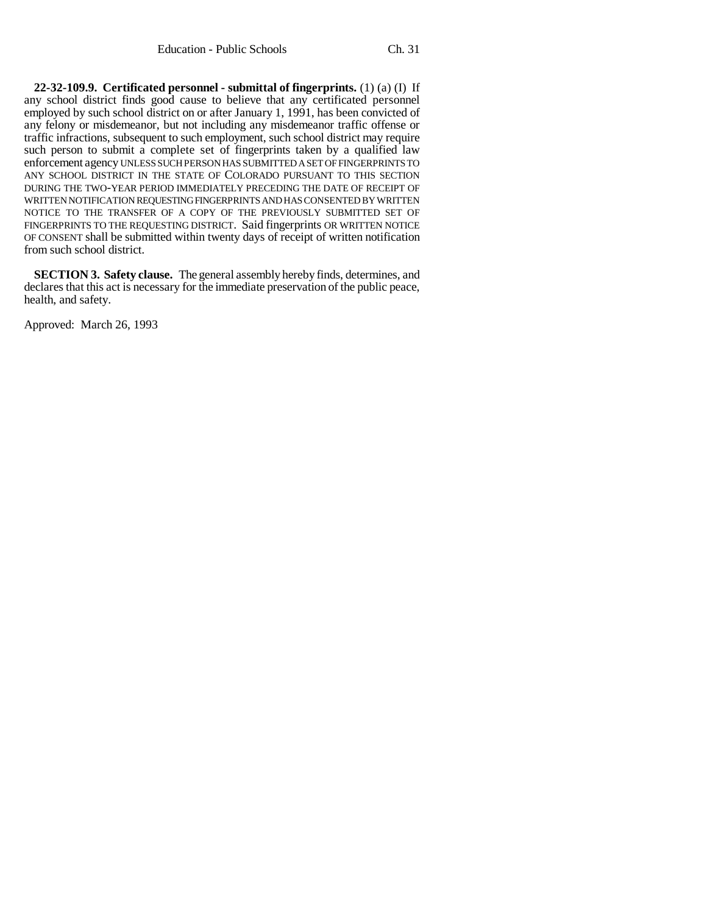**22-32-109.9. Certificated personnel - submittal of fingerprints.** (1) (a) (I) If any school district finds good cause to believe that any certificated personnel employed by such school district on or after January 1, 1991, has been convicted of any felony or misdemeanor, but not including any misdemeanor traffic offense or traffic infractions, subsequent to such employment, such school district may require such person to submit a complete set of fingerprints taken by a qualified law enforcement agency UNLESS SUCH PERSON HAS SUBMITTED A SET OF FINGERPRINTS TO ANY SCHOOL DISTRICT IN THE STATE OF COLORADO PURSUANT TO THIS SECTION DURING THE TWO-YEAR PERIOD IMMEDIATELY PRECEDING THE DATE OF RECEIPT OF WRITTEN NOTIFICATION REQUESTING FINGERPRINTS AND HAS CONSENTED BY WRITTEN NOTICE TO THE TRANSFER OF A COPY OF THE PREVIOUSLY SUBMITTED SET OF FINGERPRINTS TO THE REQUESTING DISTRICT. Said fingerprints OR WRITTEN NOTICE OF CONSENT shall be submitted within twenty days of receipt of written notification from such school district.

**SECTION 3. Safety clause.** The general assembly hereby finds, determines, and declares that this act is necessary for the immediate preservation of the public peace, health, and safety.

Approved: March 26, 1993